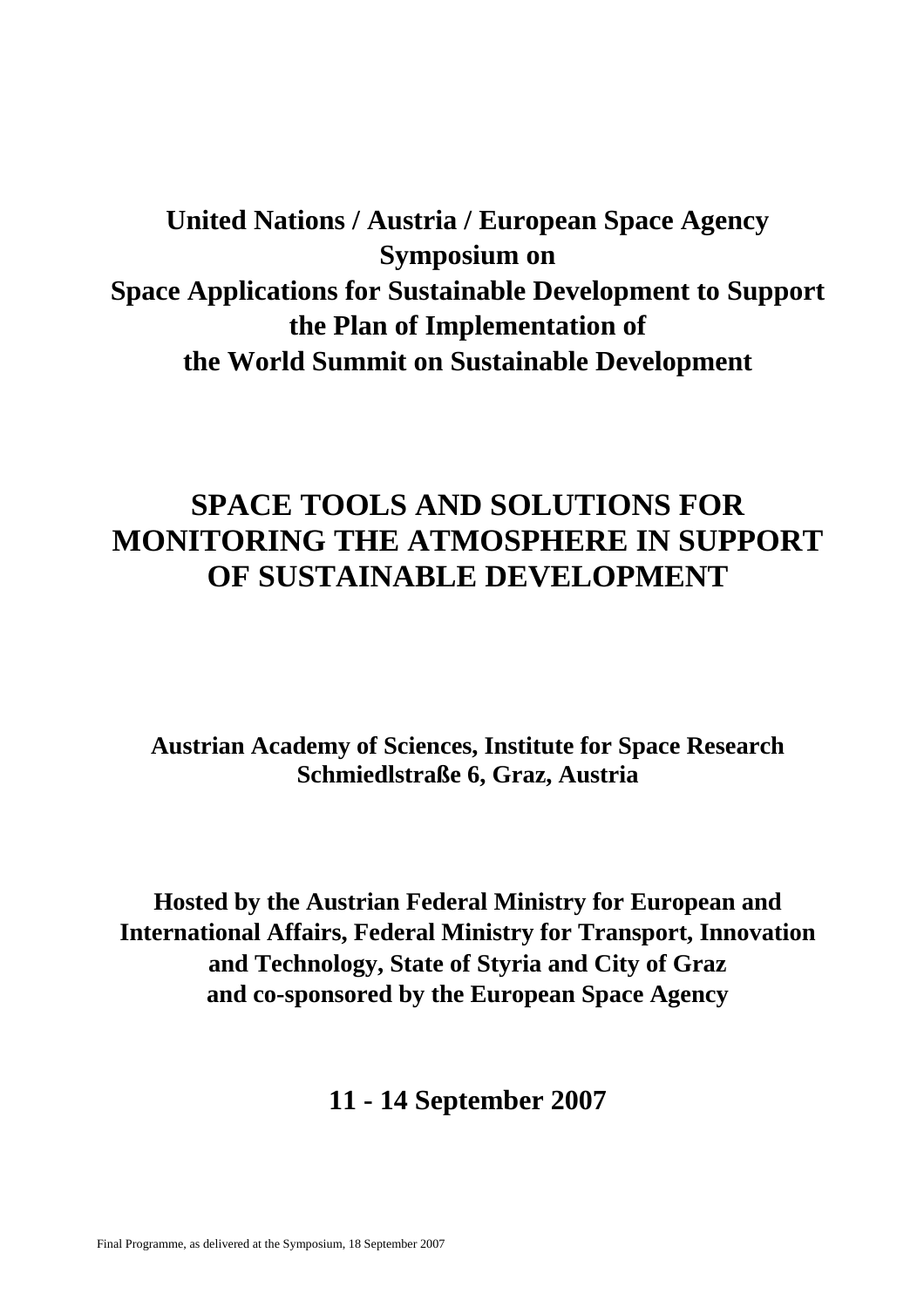**United Nations / Austria / European Space Agency**
**Symposium on**
**Space Applications for Sustainable Development to Support the Plan of Implementation of the World Summit on Sustainable Development**

# SPACE TOOLS AND SOLUTIONS FOR MONITORING THE ATMOSPHERE IN SUPPORT OF SUSTAINABLE DEVELOPMENT

**Austrian Academy of Sciences, Institute for Space Research**
**Schmiedlstraße 6, Graz, Austria**

**Hosted by the Austrian Federal Ministry for European and International Affairs, Federal Ministry for Transport, Innovation and Technology, State of Styria and City of Graz and co-sponsored by the European Space Agency**

**11 - 14 September 2007**

Final Programme, as delivered at the Symposium, 18 September 2007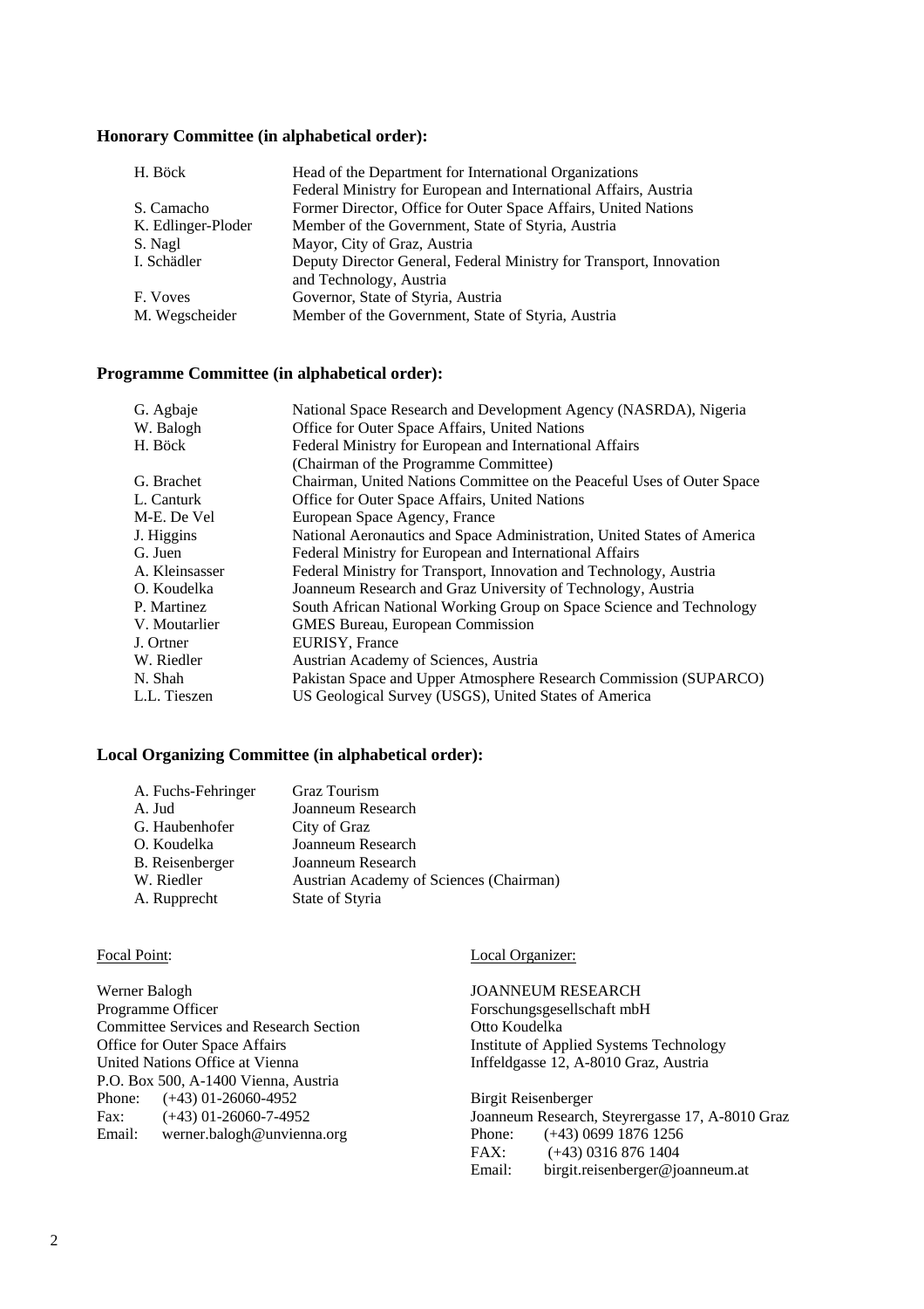### Honorary Committee (in alphabetical order):

| | |
|---|---|
| H. Böck | Head of the Department for International Organizations<br>Federal Ministry for European and International Affairs, Austria |
| S. Camacho | Former Director, Office for Outer Space Affairs, United Nations |
| K. Edlinger-Ploder | Member of the Government, State of Styria, Austria |
| S. Nagl | Mayor, City of Graz, Austria |
| I. Schädler | Deputy Director General, Federal Ministry for Transport, Innovation and Technology, Austria |
| F. Voves | Governor, State of Styria, Austria |
| M. Wegscheider | Member of the Government, State of Styria, Austria |

### Programme Committee (in alphabetical order):

| | |
|---|---|
| G. Agbaje | National Space Research and Development Agency (NASRDA), Nigeria |
| W. Balogh | Office for Outer Space Affairs, United Nations |
| H. Böck | Federal Ministry for European and International Affairs<br>(Chairman of the Programme Committee) |
| G. Brachet | Chairman, United Nations Committee on the Peaceful Uses of Outer Space |
| L. Canturk | Office for Outer Space Affairs, United Nations |
| M-E. De Vel | European Space Agency, France |
| J. Higgins | National Aeronautics and Space Administration, United States of America |
| G. Juen | Federal Ministry for European and International Affairs |
| A. Kleinsasser | Federal Ministry for Transport, Innovation and Technology, Austria |
| O. Koudelka | Joanneum Research and Graz University of Technology, Austria |
| P. Martinez | South African National Working Group on Space Science and Technology |
| V. Moutarlier | GMES Bureau, European Commission |
| J. Ortner | EURISY, France |
| W. Riedler | Austrian Academy of Sciences, Austria |
| N. Shah | Pakistan Space and Upper Atmosphere Research Commission (SUPARCO) |
| L.L. Tieszen | US Geological Survey (USGS), United States of America |

### Local Organizing Committee (in alphabetical order):

| | |
|---|---|
| A. Fuchs-Fehringer | Graz Tourism |
| A. Jud | Joanneum Research |
| G. Haubenhofer | City of Graz |
| O. Koudelka | Joanneum Research |
| B. Reisenberger | Joanneum Research |
| W. Riedler | Austrian Academy of Sciences (Chairman) |
| A. Rupprecht | State of Styria |

Focal Point:

Werner Balogh
Programme Officer
Committee Services and Research Section
Office for Outer Space Affairs
United Nations Office at Vienna
P.O. Box 500, A-1400 Vienna, Austria
Phone: (+43) 01-26060-4952
Fax: (+43) 01-26060-7-4952
Email: werner.balogh@unvienna.org

Local Organizer:

JOANNEUM RESEARCH
Forschungsgesellschaft mbH
Otto Koudelka
Institute of Applied Systems Technology
Inffeldgasse 12, A-8010 Graz, Austria

Birgit Reisenberger
Joanneum Research, Steyrergasse 17, A-8010 Graz
Phone: (+43) 0699 1876 1256
FAX: (+43) 0316 876 1404
Email: birgit.reisenberger@joanneum.at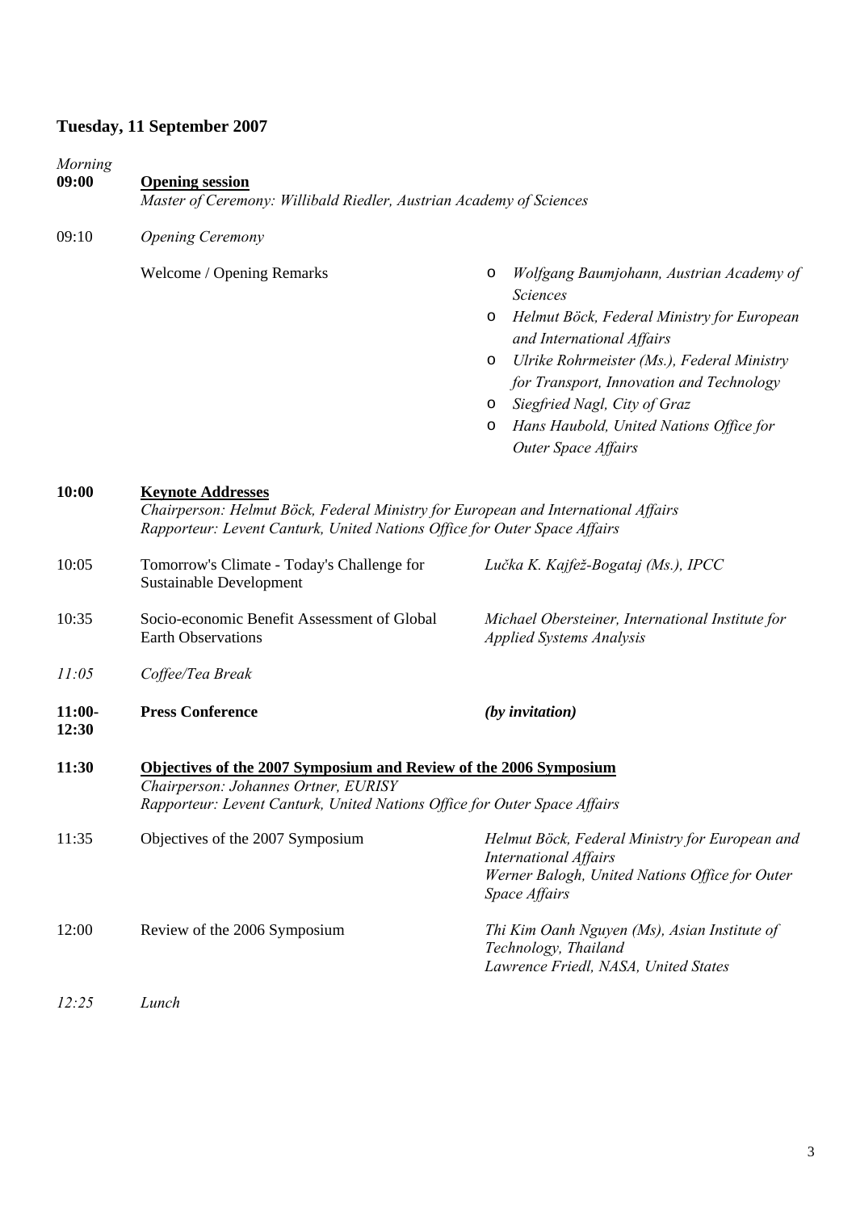## Tuesday, 11 September 2007

*Morning*

**09:00** **Opening session**

*Master of Ceremony: Willibald Riedler, Austrian Academy of Sciences*

09:10 *Opening Ceremony*

Welcome / Opening Remarks

- *Wolfgang Baumjohann, Austrian Academy of Sciences*
- *Helmut Böck, Federal Ministry for European and International Affairs*
- *Ulrike Rohrmeister (Ms.), Federal Ministry for Transport, Innovation and Technology*
- *Siegfried Nagl, City of Graz*
- *Hans Haubold, United Nations Office for Outer Space Affairs*

**10:00** **Keynote Addresses**

*Chairperson: Helmut Böck, Federal Ministry for European and International Affairs*
*Rapporteur: Levent Canturk, United Nations Office for Outer Space Affairs*

| Time | Title | Speaker |
|---|---|---|
| 10:05 | Tomorrow's Climate - Today's Challenge for Sustainable Development | *Lučka K. Kajfež-Bogataj (Ms.), IPCC* |
| 10:35 | Socio-economic Benefit Assessment of Global Earth Observations | *Michael Obersteiner, International Institute for Applied Systems Analysis* |
| *11:05* | *Coffee/Tea Break* | |
| **11:00-12:30** | **Press Conference** | ***(by invitation)*** |

**11:30** **Objectives of the 2007 Symposium and Review of the 2006 Symposium**

*Chairperson: Johannes Ortner, EURISY*
*Rapporteur: Levent Canturk, United Nations Office for Outer Space Affairs*

| Time | Title | Speaker |
|---|---|---|
| 11:35 | Objectives of the 2007 Symposium | *Helmut Böck, Federal Ministry for European and International Affairs*<br>*Werner Balogh, United Nations Office for Outer Space Affairs* |
| 12:00 | Review of the 2006 Symposium | *Thi Kim Oanh Nguyen (Ms), Asian Institute of Technology, Thailand*<br>*Lawrence Friedl, NASA, United States* |
| *12:25* | *Lunch* | |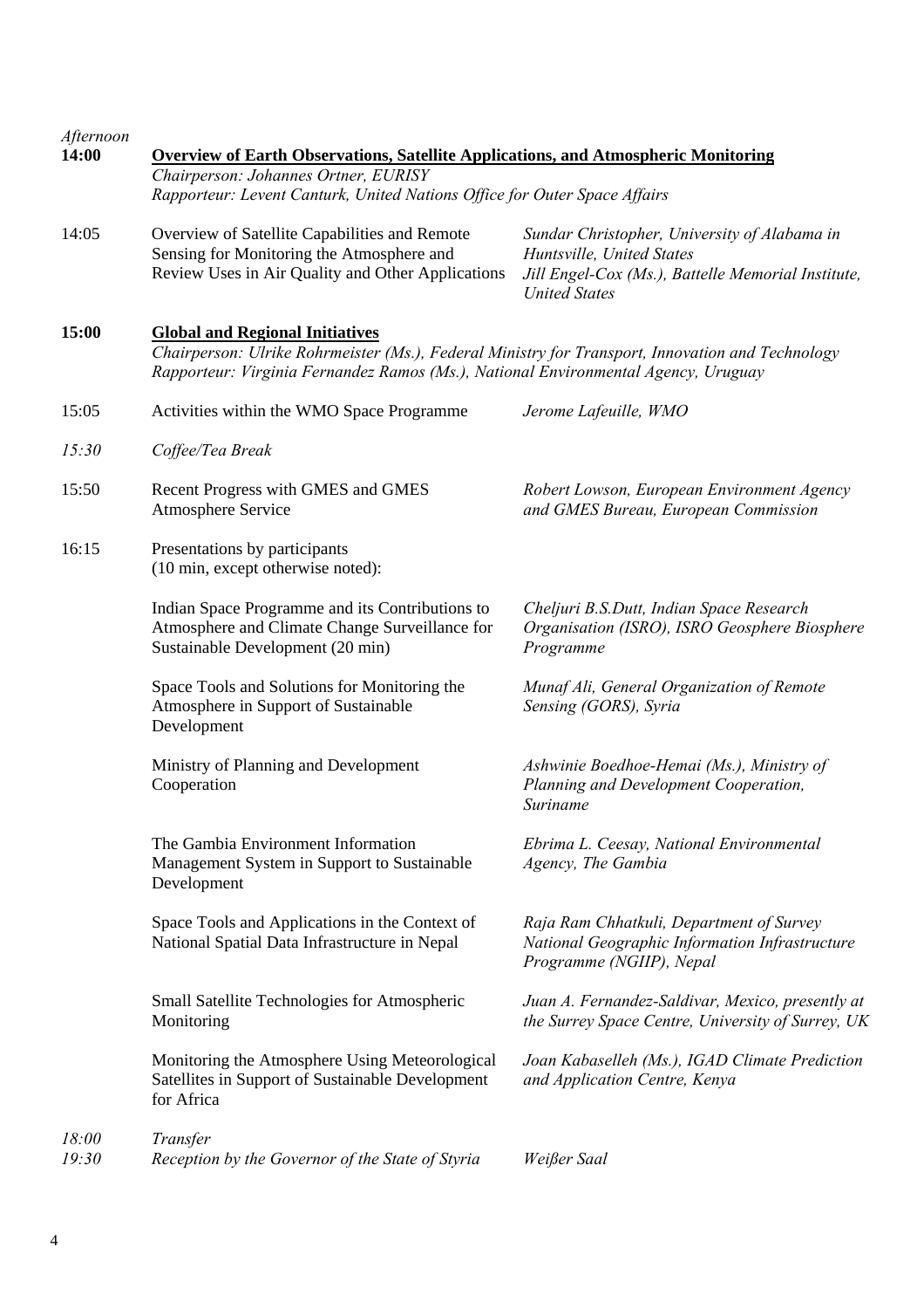*Afternoon*

| | | |
|---|---|---|
| **14:00** | **Overview of Earth Observations, Satellite Applications, and Atmospheric Monitoring**<br>*Chairperson: Johannes Ortner, EURISY*<br>*Rapporteur: Levent Canturk, United Nations Office for Outer Space Affairs* | |
| 14:05 | Overview of Satellite Capabilities and Remote Sensing for Monitoring the Atmosphere and Review Uses in Air Quality and Other Applications | *Sundar Christopher, University of Alabama in Huntsville, United States*<br>*Jill Engel-Cox (Ms.), Battelle Memorial Institute, United States* |
| **15:00** | **Global and Regional Initiatives**<br>*Chairperson: Ulrike Rohrmeister (Ms.), Federal Ministry for Transport, Innovation and Technology*<br>*Rapporteur: Virginia Fernandez Ramos (Ms.), National Environmental Agency, Uruguay* | |
| 15:05 | Activities within the WMO Space Programme | *Jerome Lafeuille, WMO* |
| *15:30* | *Coffee/Tea Break* | |
| 15:50 | Recent Progress with GMES and GMES Atmosphere Service | *Robert Lowson, European Environment Agency and GMES Bureau, European Commission* |
| 16:15 | Presentations by participants<br>(10 min, except otherwise noted): | |
| | Indian Space Programme and its Contributions to Atmosphere and Climate Change Surveillance for Sustainable Development (20 min) | *Cheljuri B.S.Dutt, Indian Space Research Organisation (ISRO), ISRO Geosphere Biosphere Programme* |
| | Space Tools and Solutions for Monitoring the Atmosphere in Support of Sustainable Development | *Munaf Ali, General Organization of Remote Sensing (GORS), Syria* |
| | Ministry of Planning and Development Cooperation | *Ashwinie Boedhoe-Hemai (Ms.), Ministry of Planning and Development Cooperation, Suriname* |
| | The Gambia Environment Information Management System in Support to Sustainable Development | *Ebrima L. Ceesay, National Environmental Agency, The Gambia* |
| | Space Tools and Applications in the Context of National Spatial Data Infrastructure in Nepal | *Raja Ram Chhatkuli, Department of Survey National Geographic Information Infrastructure Programme (NGIIP), Nepal* |
| | Small Satellite Technologies for Atmospheric Monitoring | *Juan A. Fernandez-Saldivar, Mexico, presently at the Surrey Space Centre, University of Surrey, UK* |
| | Monitoring the Atmosphere Using Meteorological Satellites in Support of Sustainable Development for Africa | *Joan Kabaselleh (Ms.), IGAD Climate Prediction and Application Centre, Kenya* |
| *18:00* | *Transfer* | |
| *19:30* | *Reception by the Governor of the State of Styria* | *Weißer Saal* |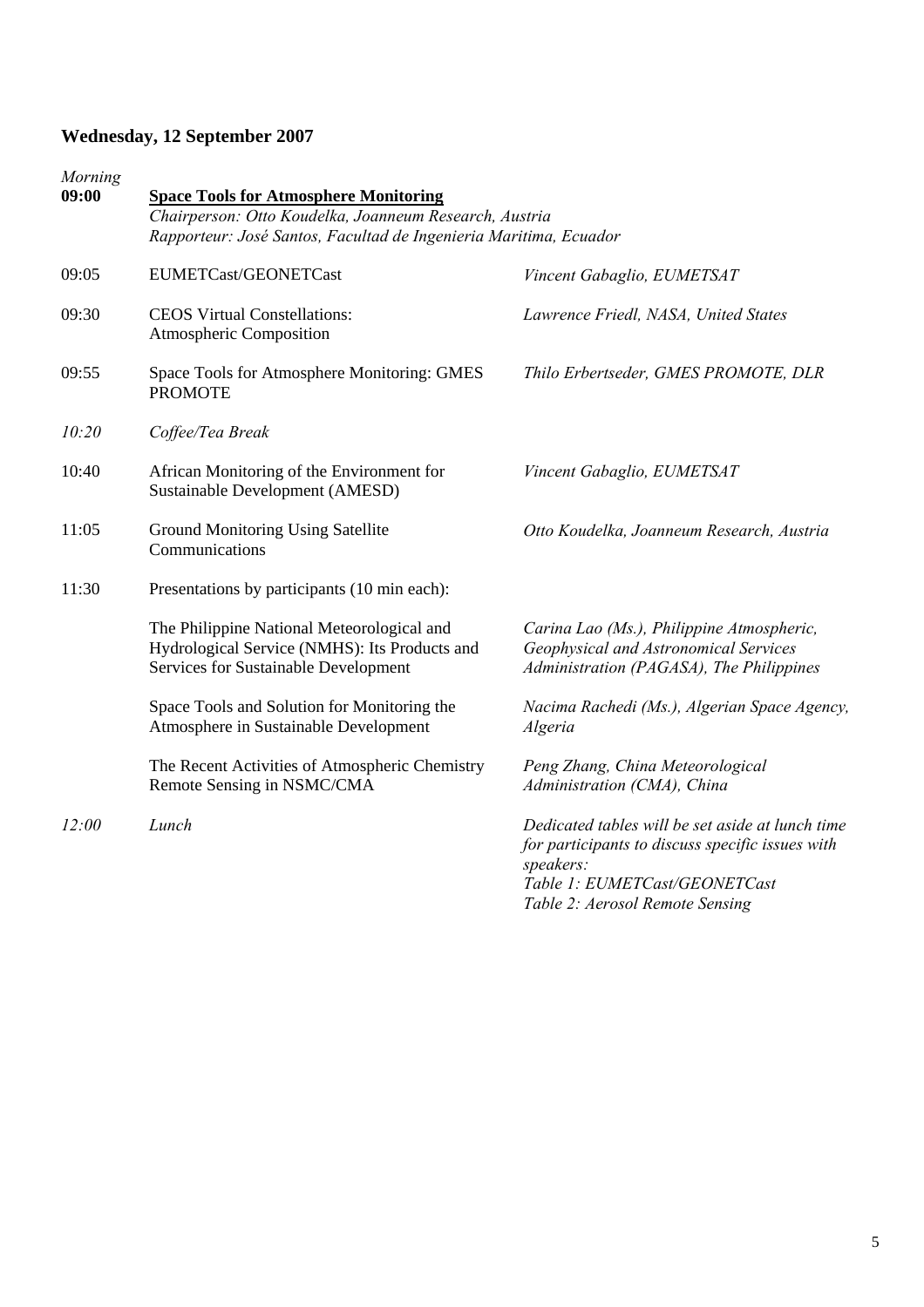## Wednesday, 12 September 2007

*Morning*

| | | |
|---|---|---|
| **09:00** | **Space Tools for Atmosphere Monitoring**<br>*Chairperson: Otto Koudelka, Joanneum Research, Austria*<br>*Rapporteur: José Santos, Facultad de Ingenieria Maritima, Ecuador* | |
| 09:05 | EUMETCast/GEONETCast | *Vincent Gabaglio, EUMETSAT* |
| 09:30 | CEOS Virtual Constellations: Atmospheric Composition | *Lawrence Friedl, NASA, United States* |
| 09:55 | Space Tools for Atmosphere Monitoring: GMES PROMOTE | *Thilo Erbertseder, GMES PROMOTE, DLR* |
| *10:20* | *Coffee/Tea Break* | |
| 10:40 | African Monitoring of the Environment for Sustainable Development (AMESD) | *Vincent Gabaglio, EUMETSAT* |
| 11:05 | Ground Monitoring Using Satellite Communications | *Otto Koudelka, Joanneum Research, Austria* |
| 11:30 | Presentations by participants (10 min each): | |
| | The Philippine National Meteorological and Hydrological Service (NMHS): Its Products and Services for Sustainable Development | *Carina Lao (Ms.), Philippine Atmospheric, Geophysical and Astronomical Services Administration (PAGASA), The Philippines* |
| | Space Tools and Solution for Monitoring the Atmosphere in Sustainable Development | *Nacima Rachedi (Ms.), Algerian Space Agency, Algeria* |
| | The Recent Activities of Atmospheric Chemistry Remote Sensing in NSMC/CMA | *Peng Zhang, China Meteorological Administration (CMA), China* |
| *12:00* | *Lunch* | *Dedicated tables will be set aside at lunch time for participants to discuss specific issues with speakers:*<br>*Table 1: EUMETCast/GEONETCast*<br>*Table 2: Aerosol Remote Sensing* |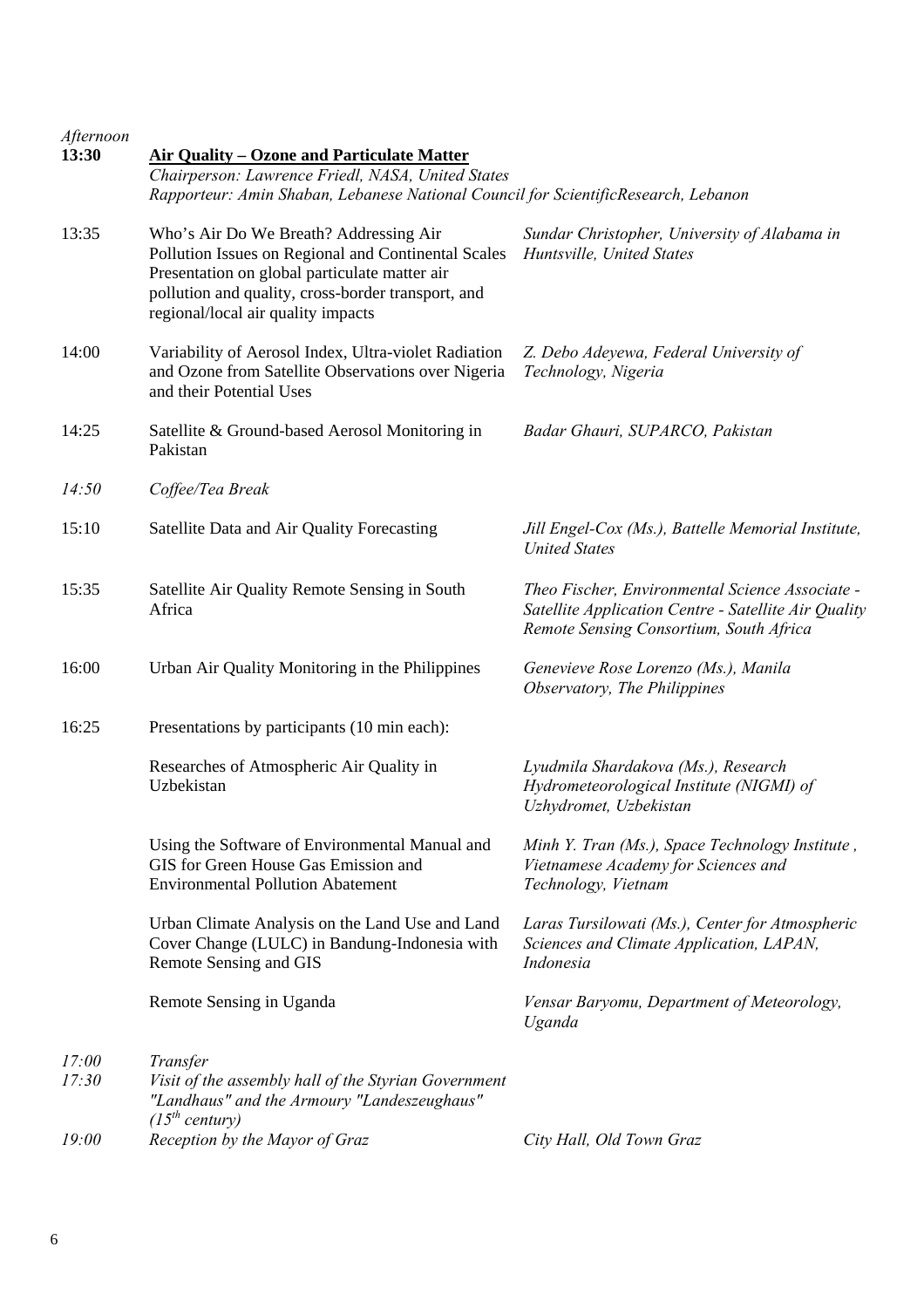*Afternoon*

**13:30** **<u>Air Quality – Ozone and Particulate Matter</u>**
*Chairperson: Lawrence Friedl, NASA, United States*
*Rapporteur: Amin Shaban, Lebanese National Council for ScientificResearch, Lebanon*

| | | |
|---|---|---|
| 13:35 | Who's Air Do We Breath? Addressing Air Pollution Issues on Regional and Continental Scales Presentation on global particulate matter air pollution and quality, cross-border transport, and regional/local air quality impacts | *Sundar Christopher, University of Alabama in Huntsville, United States* |
| 14:00 | Variability of Aerosol Index, Ultra-violet Radiation and Ozone from Satellite Observations over Nigeria and their Potential Uses | *Z. Debo Adeyewa, Federal University of Technology, Nigeria* |
| 14:25 | Satellite & Ground-based Aerosol Monitoring in Pakistan | *Badar Ghauri, SUPARCO, Pakistan* |
| *14:50* | *Coffee/Tea Break* | |
| 15:10 | Satellite Data and Air Quality Forecasting | *Jill Engel-Cox (Ms.), Battelle Memorial Institute, United States* |
| 15:35 | Satellite Air Quality Remote Sensing in South Africa | *Theo Fischer, Environmental Science Associate - Satellite Application Centre - Satellite Air Quality Remote Sensing Consortium, South Africa* |
| 16:00 | Urban Air Quality Monitoring in the Philippines | *Genevieve Rose Lorenzo (Ms.), Manila Observatory, The Philippines* |
| 16:25 | Presentations by participants (10 min each): | |
| | Researches of Atmospheric Air Quality in Uzbekistan | *Lyudmila Shardakova (Ms.), Research Hydrometeorological Institute (NIGMI) of Uzhydromet, Uzbekistan* |
| | Using the Software of Environmental Manual and GIS for Green House Gas Emission and Environmental Pollution Abatement | *Minh Y. Tran (Ms.), Space Technology Institute , Vietnamese Academy for Sciences and Technology, Vietnam* |
| | Urban Climate Analysis on the Land Use and Land Cover Change (LULC) in Bandung-Indonesia with Remote Sensing and GIS | *Laras Tursilowati (Ms.), Center for Atmospheric Sciences and Climate Application, LAPAN, Indonesia* |
| | Remote Sensing in Uganda | *Vensar Baryomu, Department of Meteorology, Uganda* |
| *17:00* | *Transfer* | |
| *17:30* | *Visit of the assembly hall of the Styrian Government "Landhaus" and the Armoury "Landeszeughaus" (15th century)* | |
| *19:00* | *Reception by the Mayor of Graz* | *City Hall, Old Town Graz* |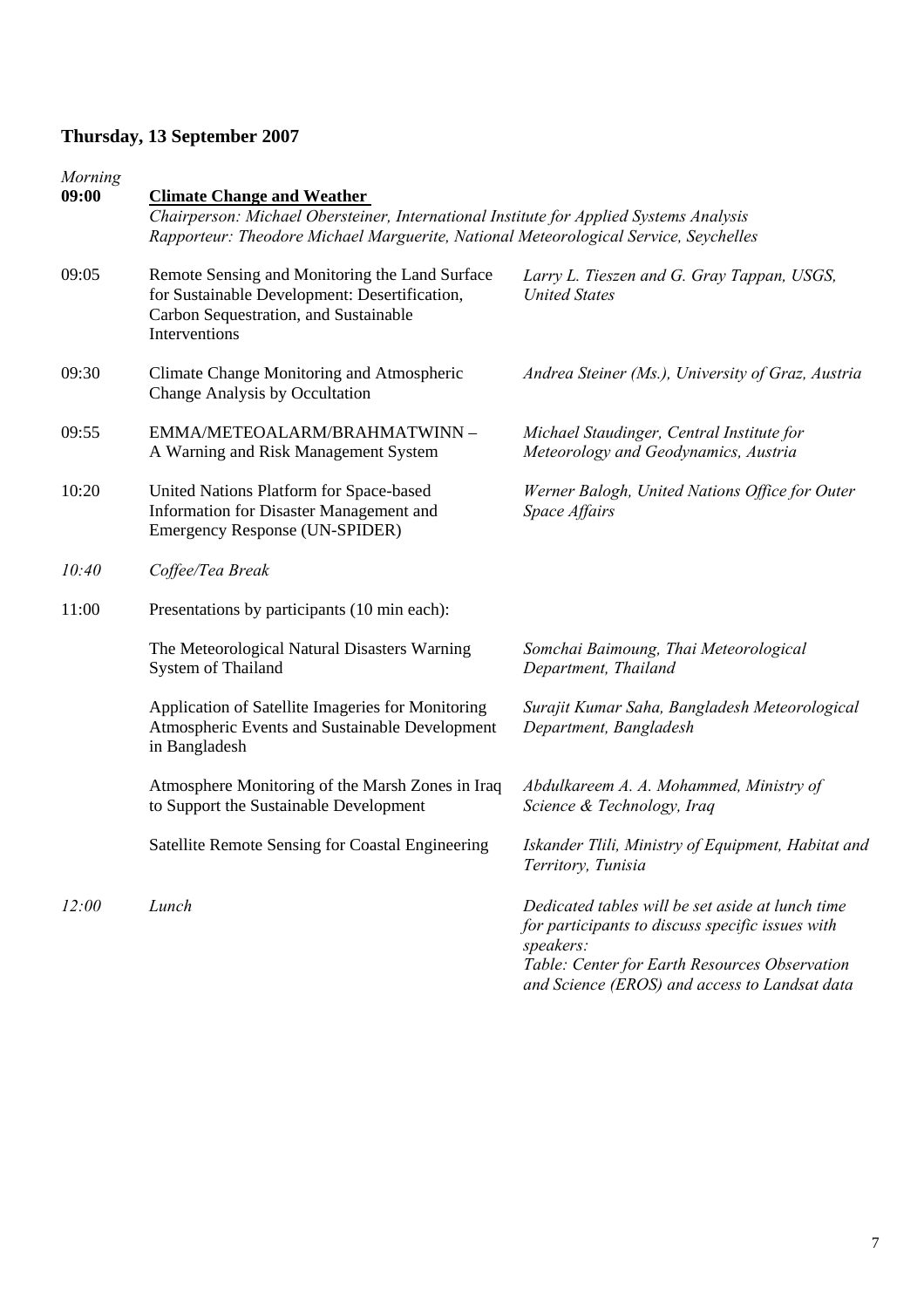## Thursday, 13 September 2007

*Morning*

| | | |
|---|---|---|
| **09:00** | **Climate Change and Weather**<br>*Chairperson: Michael Obersteiner, International Institute for Applied Systems Analysis*<br>*Rapporteur: Theodore Michael Marguerite, National Meteorological Service, Seychelles* | |
| 09:05 | Remote Sensing and Monitoring the Land Surface for Sustainable Development: Desertification, Carbon Sequestration, and Sustainable Interventions | *Larry L. Tieszen and G. Gray Tappan, USGS, United States* |
| 09:30 | Climate Change Monitoring and Atmospheric Change Analysis by Occultation | *Andrea Steiner (Ms.), University of Graz, Austria* |
| 09:55 | EMMA/METEOALARM/BRAHMATWINN – A Warning and Risk Management System | *Michael Staudinger, Central Institute for Meteorology and Geodynamics, Austria* |
| 10:20 | United Nations Platform for Space-based Information for Disaster Management and Emergency Response (UN-SPIDER) | *Werner Balogh, United Nations Office for Outer Space Affairs* |
| *10:40* | *Coffee/Tea Break* | |
| 11:00 | Presentations by participants (10 min each): | |
| | The Meteorological Natural Disasters Warning System of Thailand | *Somchai Baimoung, Thai Meteorological Department, Thailand* |
| | Application of Satellite Imageries for Monitoring Atmospheric Events and Sustainable Development in Bangladesh | *Surajit Kumar Saha, Bangladesh Meteorological Department, Bangladesh* |
| | Atmosphere Monitoring of the Marsh Zones in Iraq to Support the Sustainable Development | *Abdulkareem A. A. Mohammed, Ministry of Science & Technology, Iraq* |
| | Satellite Remote Sensing for Coastal Engineering | *Iskander Tlili, Ministry of Equipment, Habitat and Territory, Tunisia* |
| *12:00* | *Lunch* | *Dedicated tables will be set aside at lunch time for participants to discuss specific issues with speakers:*<br>*Table: Center for Earth Resources Observation and Science (EROS) and access to Landsat data* |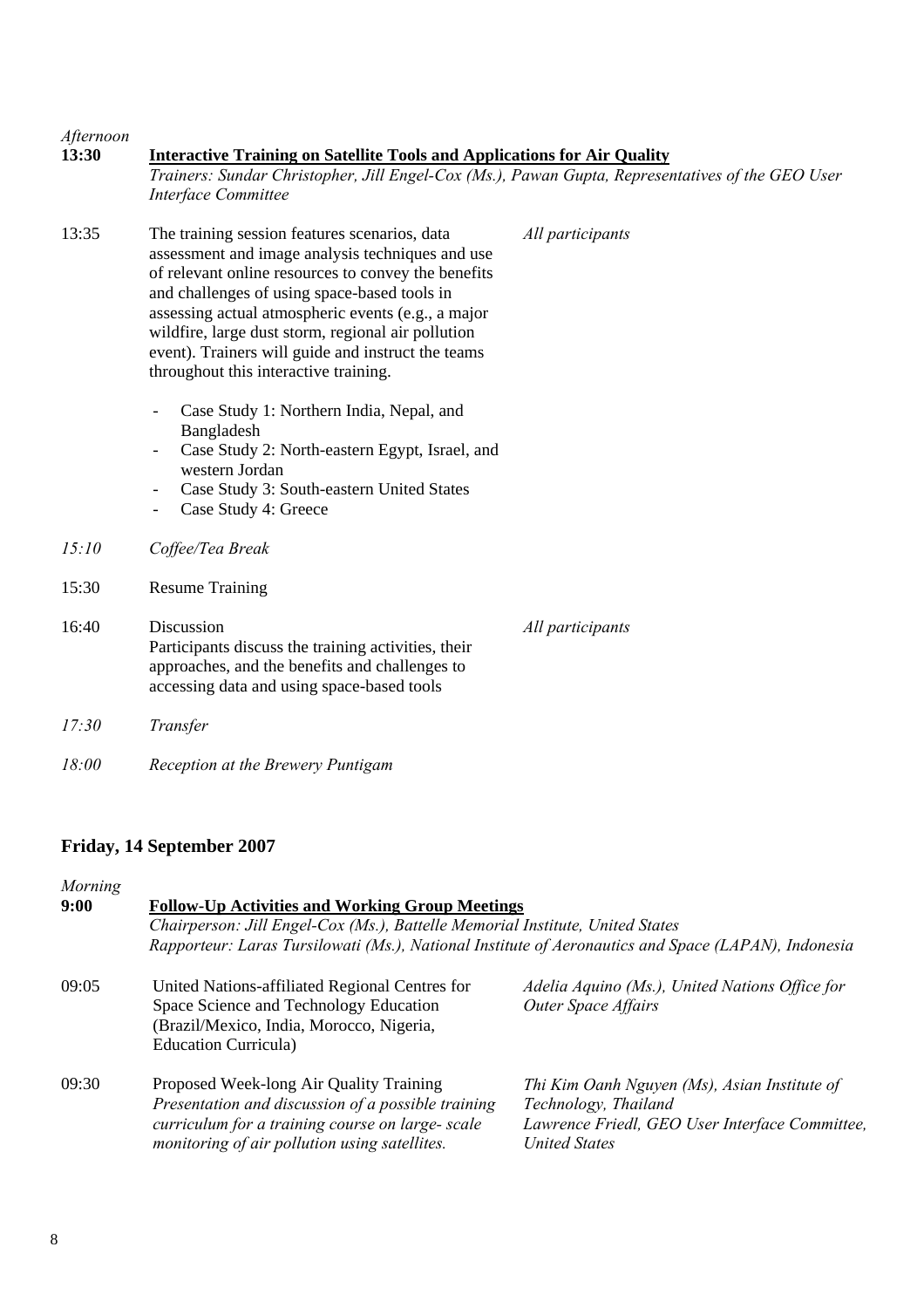*Afternoon*

**13:30** **Interactive Training on Satellite Tools and Applications for Air Quality**
*Trainers: Sundar Christopher, Jill Engel-Cox (Ms.), Pawan Gupta, Representatives of the GEO User Interface Committee*

| | | |
|---|---|---|
| 13:35 | The training session features scenarios, data assessment and image analysis techniques and use of relevant online resources to convey the benefits and challenges of using space-based tools in assessing actual atmospheric events (e.g., a major wildfire, large dust storm, regional air pollution event). Trainers will guide and instruct the teams throughout this interactive training.<br><br>- Case Study 1: Northern India, Nepal, and Bangladesh<br>- Case Study 2: North-eastern Egypt, Israel, and western Jordan<br>- Case Study 3: South-eastern United States<br>- Case Study 4: Greece | *All participants* |
| *15:10* | *Coffee/Tea Break* | |
| 15:30 | Resume Training | |
| 16:40 | Discussion<br>Participants discuss the training activities, their approaches, and the benefits and challenges to accessing data and using space-based tools | *All participants* |
| *17:30* | *Transfer* | |
| *18:00* | *Reception at the Brewery Puntigam* | |

## Friday, 14 September 2007

*Morning*

**9:00** **Follow-Up Activities and Working Group Meetings**
*Chairperson: Jill Engel-Cox (Ms.), Battelle Memorial Institute, United States*
*Rapporteur: Laras Tursilowati (Ms.), National Institute of Aeronautics and Space (LAPAN), Indonesia*

| | | |
|---|---|---|
| 09:05 | United Nations-affiliated Regional Centres for Space Science and Technology Education (Brazil/Mexico, India, Morocco, Nigeria, Education Curricula) | *Adelia Aquino (Ms.), United Nations Office for Outer Space Affairs* |
| 09:30 | Proposed Week-long Air Quality Training<br>*Presentation and discussion of a possible training curriculum for a training course on large- scale monitoring of air pollution using satellites.* | *Thi Kim Oanh Nguyen (Ms), Asian Institute of Technology, Thailand*<br>*Lawrence Friedl, GEO User Interface Committee, United States* |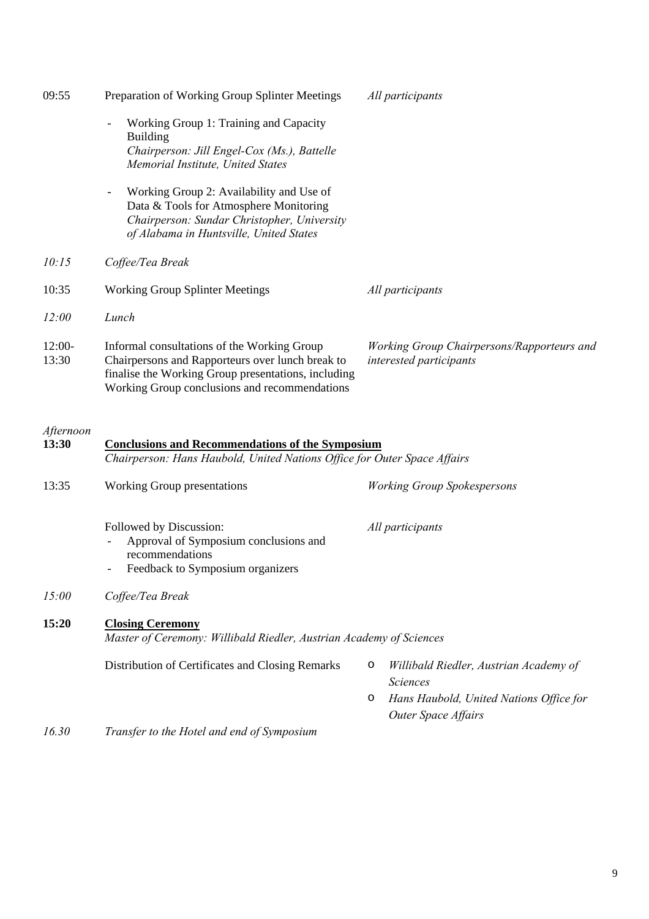| | | |
|---|---|---|
| 09:55 | Preparation of Working Group Splinter Meetings<br>- Working Group 1: Training and Capacity Building<br>*Chairperson: Jill Engel-Cox (Ms.), Battelle Memorial Institute, United States*<br>- Working Group 2: Availability and Use of Data & Tools for Atmosphere Monitoring<br>*Chairperson: Sundar Christopher, University of Alabama in Huntsville, United States* | *All participants* |
| *10:15* | *Coffee/Tea Break* | |
| 10:35 | Working Group Splinter Meetings | *All participants* |
| *12:00* | *Lunch* | |
| 12:00-13:30 | Informal consultations of the Working Group Chairpersons and Rapporteurs over lunch break to finalise the Working Group presentations, including Working Group conclusions and recommendations | *Working Group Chairpersons/Rapporteurs and interested participants* |

*Afternoon*

| | | |
|---|---|---|
| **13:30** | **Conclusions and Recommendations of the Symposium**<br>*Chairperson: Hans Haubold, United Nations Office for Outer Space Affairs* | |
| 13:35 | Working Group presentations | *Working Group Spokespersons* |
| | Followed by Discussion:<br>- Approval of Symposium conclusions and recommendations<br>- Feedback to Symposium organizers | *All participants* |
| *15:00* | *Coffee/Tea Break* | |
| **15:20** | **Closing Ceremony**<br>*Master of Ceremony: Willibald Riedler, Austrian Academy of Sciences* | |
| | Distribution of Certificates and Closing Remarks | o *Willibald Riedler, Austrian Academy of Sciences*<br>o *Hans Haubold, United Nations Office for Outer Space Affairs* |
| *16.30* | *Transfer to the Hotel and end of Symposium* | |